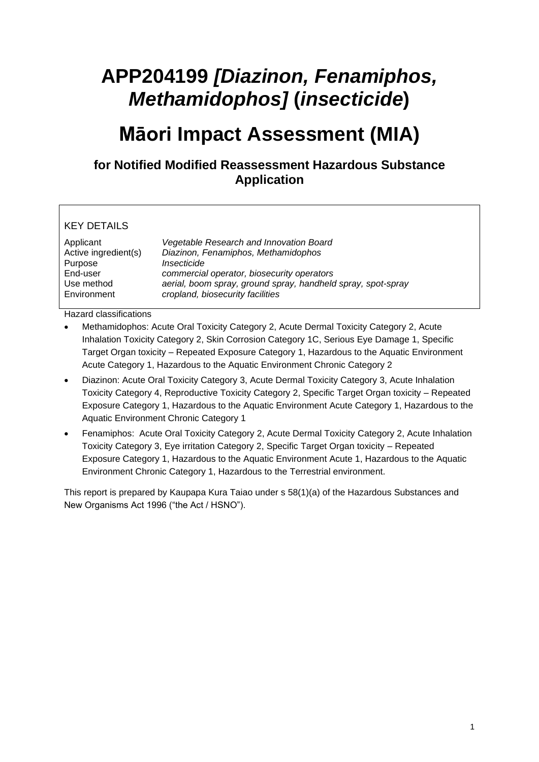# APP204199 *[Diazinon, Fenamiphos, Methamidophos]* (*insecticide*)

# Māori Impact Assessment (MIA)

### for Notified Modified Reassessment Hazardous Substance Application

KEY DETAILS

| | |
|---|---|
| Applicant | *Vegetable Research and Innovation Board* |
| Active ingredient(s) | *Diazinon, Fenamiphos, Methamidophos* |
| Purpose | *Insecticide* |
| End-user | *commercial operator, biosecurity operators* |
| Use method | *aerial, boom spray, ground spray, handheld spray, spot-spray* |
| Environment | *cropland, biosecurity facilities* |

Hazard classifications

- Methamidophos: Acute Oral Toxicity Category 2, Acute Dermal Toxicity Category 2, Acute Inhalation Toxicity Category 2, Skin Corrosion Category 1C, Serious Eye Damage 1, Specific Target Organ toxicity – Repeated Exposure Category 1, Hazardous to the Aquatic Environment Acute Category 1, Hazardous to the Aquatic Environment Chronic Category 2
- Diazinon: Acute Oral Toxicity Category 3, Acute Dermal Toxicity Category 3, Acute Inhalation Toxicity Category 4, Reproductive Toxicity Category 2, Specific Target Organ toxicity – Repeated Exposure Category 1, Hazardous to the Aquatic Environment Acute Category 1, Hazardous to the Aquatic Environment Chronic Category 1
- Fenamiphos: Acute Oral Toxicity Category 2, Acute Dermal Toxicity Category 2, Acute Inhalation Toxicity Category 3, Eye irritation Category 2, Specific Target Organ toxicity – Repeated Exposure Category 1, Hazardous to the Aquatic Environment Acute 1, Hazardous to the Aquatic Environment Chronic Category 1, Hazardous to the Terrestrial environment.

This report is prepared by Kaupapa Kura Taiao under s 58(1)(a) of the Hazardous Substances and New Organisms Act 1996 ("the Act / HSNO").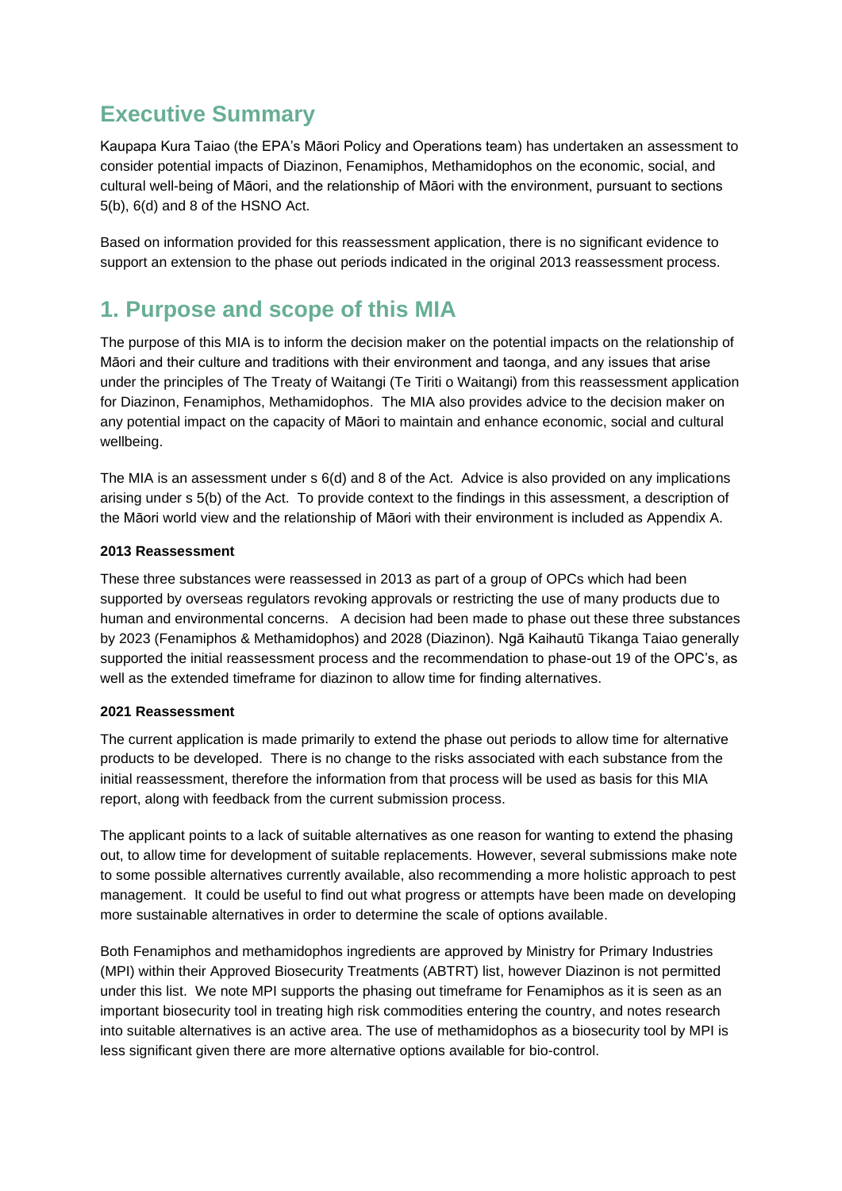## Executive Summary

Kaupapa Kura Taiao (the EPA's Māori Policy and Operations team) has undertaken an assessment to consider potential impacts of Diazinon, Fenamiphos, Methamidophos on the economic, social, and cultural well-being of Māori, and the relationship of Māori with the environment, pursuant to sections 5(b), 6(d) and 8 of the HSNO Act.

Based on information provided for this reassessment application, there is no significant evidence to support an extension to the phase out periods indicated in the original 2013 reassessment process.

## 1. Purpose and scope of this MIA

The purpose of this MIA is to inform the decision maker on the potential impacts on the relationship of Māori and their culture and traditions with their environment and taonga, and any issues that arise under the principles of The Treaty of Waitangi (Te Tiriti o Waitangi) from this reassessment application for Diazinon, Fenamiphos, Methamidophos. The MIA also provides advice to the decision maker on any potential impact on the capacity of Māori to maintain and enhance economic, social and cultural wellbeing.

The MIA is an assessment under s 6(d) and 8 of the Act. Advice is also provided on any implications arising under s 5(b) of the Act. To provide context to the findings in this assessment, a description of the Māori world view and the relationship of Māori with their environment is included as Appendix A.

**2013 Reassessment**

These three substances were reassessed in 2013 as part of a group of OPCs which had been supported by overseas regulators revoking approvals or restricting the use of many products due to human and environmental concerns. A decision had been made to phase out these three substances by 2023 (Fenamiphos & Methamidophos) and 2028 (Diazinon). Ngā Kaihautū Tikanga Taiao generally supported the initial reassessment process and the recommendation to phase-out 19 of the OPC's, as well as the extended timeframe for diazinon to allow time for finding alternatives.

**2021 Reassessment**

The current application is made primarily to extend the phase out periods to allow time for alternative products to be developed. There is no change to the risks associated with each substance from the initial reassessment, therefore the information from that process will be used as basis for this MIA report, along with feedback from the current submission process.

The applicant points to a lack of suitable alternatives as one reason for wanting to extend the phasing out, to allow time for development of suitable replacements. However, several submissions make note to some possible alternatives currently available, also recommending a more holistic approach to pest management. It could be useful to find out what progress or attempts have been made on developing more sustainable alternatives in order to determine the scale of options available.

Both Fenamiphos and methamidophos ingredients are approved by Ministry for Primary Industries (MPI) within their Approved Biosecurity Treatments (ABTRT) list, however Diazinon is not permitted under this list. We note MPI supports the phasing out timeframe for Fenamiphos as it is seen as an important biosecurity tool in treating high risk commodities entering the country, and notes research into suitable alternatives is an active area. The use of methamidophos as a biosecurity tool by MPI is less significant given there are more alternative options available for bio-control.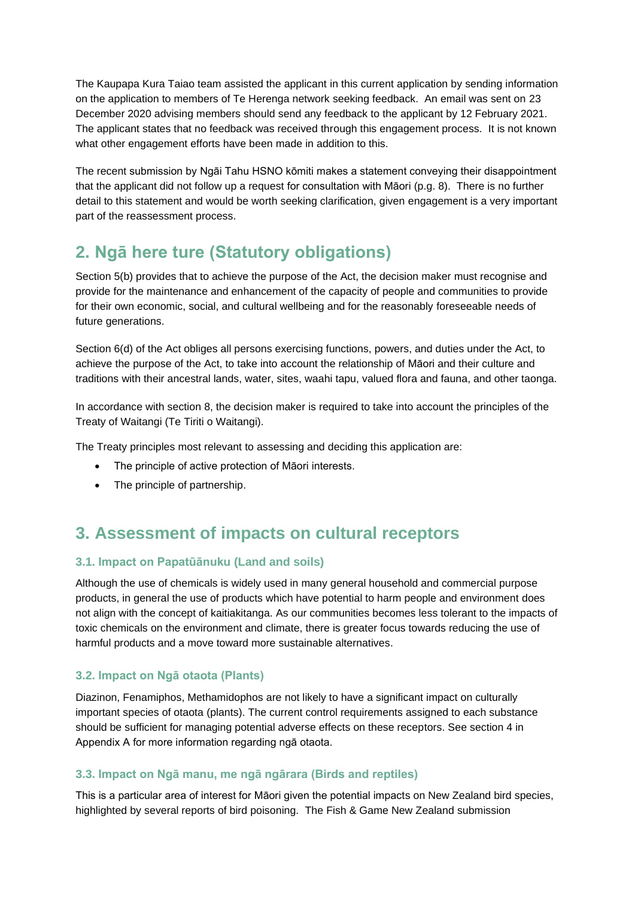The Kaupapa Kura Taiao team assisted the applicant in this current application by sending information on the application to members of Te Herenga network seeking feedback. An email was sent on 23 December 2020 advising members should send any feedback to the applicant by 12 February 2021. The applicant states that no feedback was received through this engagement process. It is not known what other engagement efforts have been made in addition to this.

The recent submission by Ngāi Tahu HSNO kōmiti makes a statement conveying their disappointment that the applicant did not follow up a request for consultation with Māori (p.g. 8). There is no further detail to this statement and would be worth seeking clarification, given engagement is a very important part of the reassessment process.

## 2. Ngā here ture (Statutory obligations)

Section 5(b) provides that to achieve the purpose of the Act, the decision maker must recognise and provide for the maintenance and enhancement of the capacity of people and communities to provide for their own economic, social, and cultural wellbeing and for the reasonably foreseeable needs of future generations.

Section 6(d) of the Act obliges all persons exercising functions, powers, and duties under the Act, to achieve the purpose of the Act, to take into account the relationship of Māori and their culture and traditions with their ancestral lands, water, sites, waahi tapu, valued flora and fauna, and other taonga.

In accordance with section 8, the decision maker is required to take into account the principles of the Treaty of Waitangi (Te Tiriti o Waitangi).

The Treaty principles most relevant to assessing and deciding this application are:

- The principle of active protection of Māori interests.
- The principle of partnership.

## 3. Assessment of impacts on cultural receptors

### 3.1. Impact on Papatūānuku (Land and soils)

Although the use of chemicals is widely used in many general household and commercial purpose products, in general the use of products which have potential to harm people and environment does not align with the concept of kaitiakitanga. As our communities becomes less tolerant to the impacts of toxic chemicals on the environment and climate, there is greater focus towards reducing the use of harmful products and a move toward more sustainable alternatives.

### 3.2. Impact on Ngā otaota (Plants)

Diazinon, Fenamiphos, Methamidophos are not likely to have a significant impact on culturally important species of otaota (plants). The current control requirements assigned to each substance should be sufficient for managing potential adverse effects on these receptors. See section 4 in Appendix A for more information regarding ngā otaota.

### 3.3. Impact on Ngā manu, me ngā ngārara (Birds and reptiles)

This is a particular area of interest for Māori given the potential impacts on New Zealand bird species, highlighted by several reports of bird poisoning. The Fish & Game New Zealand submission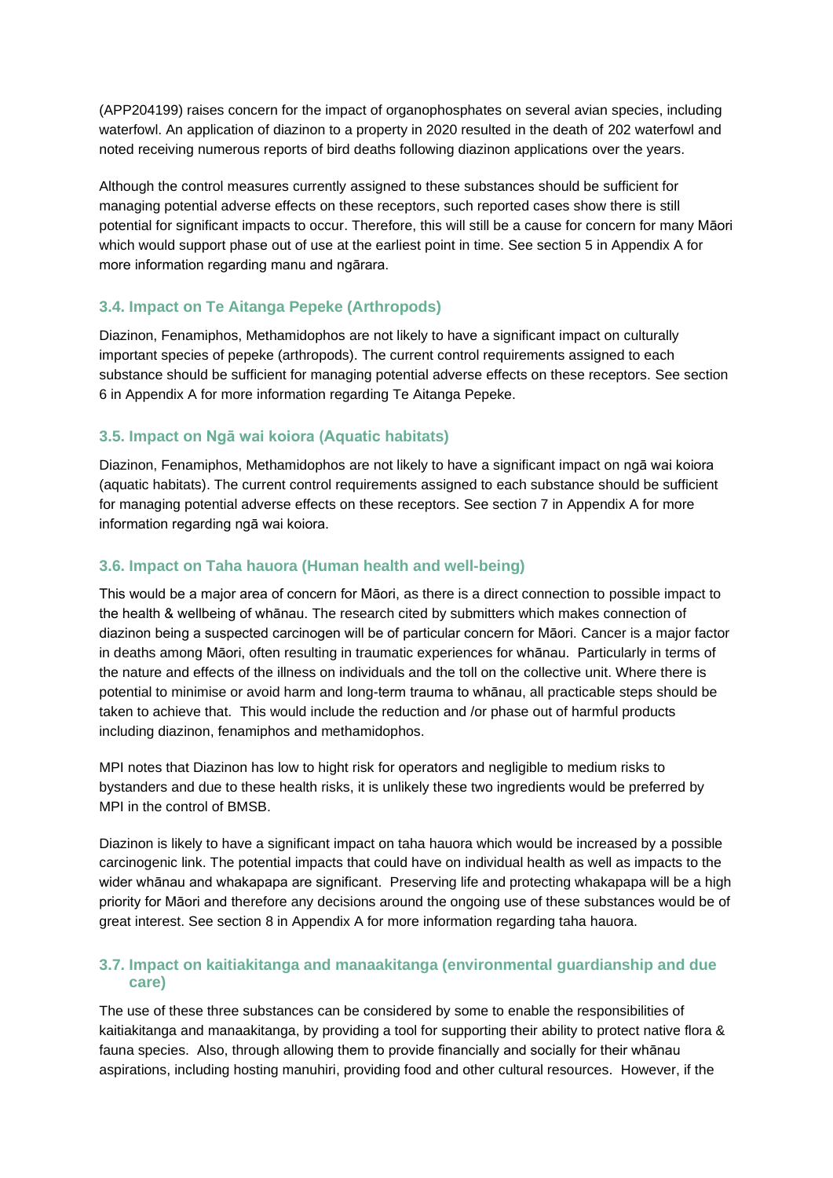(APP204199) raises concern for the impact of organophosphates on several avian species, including waterfowl. An application of diazinon to a property in 2020 resulted in the death of 202 waterfowl and noted receiving numerous reports of bird deaths following diazinon applications over the years.

Although the control measures currently assigned to these substances should be sufficient for managing potential adverse effects on these receptors, such reported cases show there is still potential for significant impacts to occur. Therefore, this will still be a cause for concern for many Māori which would support phase out of use at the earliest point in time. See section 5 in Appendix A for more information regarding manu and ngārara.

### 3.4. Impact on Te Aitanga Pepeke (Arthropods)

Diazinon, Fenamiphos, Methamidophos are not likely to have a significant impact on culturally important species of pepeke (arthropods). The current control requirements assigned to each substance should be sufficient for managing potential adverse effects on these receptors. See section 6 in Appendix A for more information regarding Te Aitanga Pepeke.

### 3.5. Impact on Ngā wai koiora (Aquatic habitats)

Diazinon, Fenamiphos, Methamidophos are not likely to have a significant impact on ngā wai koiora (aquatic habitats). The current control requirements assigned to each substance should be sufficient for managing potential adverse effects on these receptors. See section 7 in Appendix A for more information regarding ngā wai koiora.

### 3.6. Impact on Taha hauora (Human health and well-being)

This would be a major area of concern for Māori, as there is a direct connection to possible impact to the health & wellbeing of whānau. The research cited by submitters which makes connection of diazinon being a suspected carcinogen will be of particular concern for Māori. Cancer is a major factor in deaths among Māori, often resulting in traumatic experiences for whānau. Particularly in terms of the nature and effects of the illness on individuals and the toll on the collective unit. Where there is potential to minimise or avoid harm and long-term trauma to whānau, all practicable steps should be taken to achieve that. This would include the reduction and /or phase out of harmful products including diazinon, fenamiphos and methamidophos.

MPI notes that Diazinon has low to hight risk for operators and negligible to medium risks to bystanders and due to these health risks, it is unlikely these two ingredients would be preferred by MPI in the control of BMSB.

Diazinon is likely to have a significant impact on taha hauora which would be increased by a possible carcinogenic link. The potential impacts that could have on individual health as well as impacts to the wider whānau and whakapapa are significant. Preserving life and protecting whakapapa will be a high priority for Māori and therefore any decisions around the ongoing use of these substances would be of great interest. See section 8 in Appendix A for more information regarding taha hauora.

### 3.7. Impact on kaitiakitanga and manaakitanga (environmental guardianship and due care)

The use of these three substances can be considered by some to enable the responsibilities of kaitiakitanga and manaakitanga, by providing a tool for supporting their ability to protect native flora & fauna species. Also, through allowing them to provide financially and socially for their whānau aspirations, including hosting manuhiri, providing food and other cultural resources. However, if the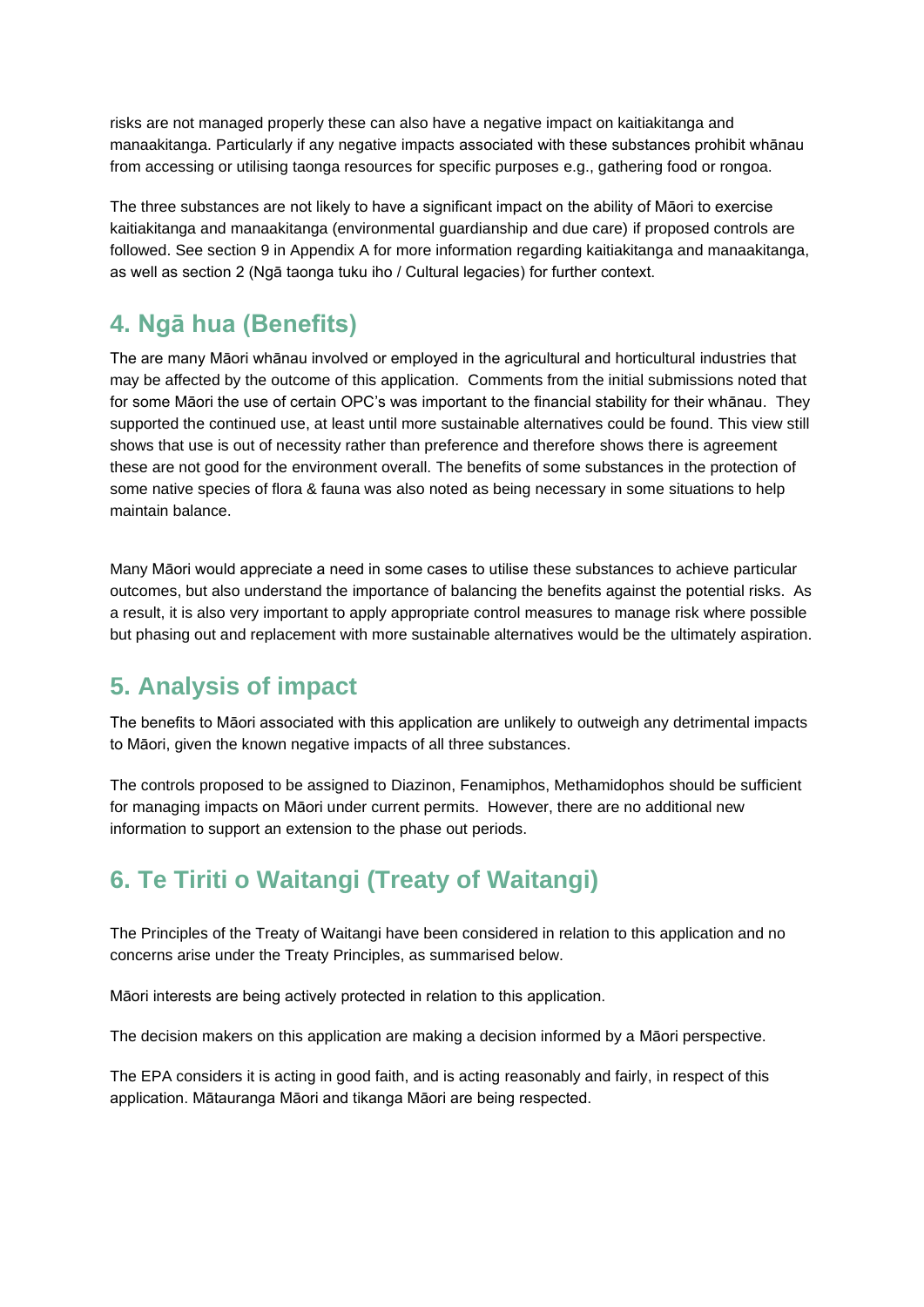risks are not managed properly these can also have a negative impact on kaitiakitanga and manaakitanga. Particularly if any negative impacts associated with these substances prohibit whānau from accessing or utilising taonga resources for specific purposes e.g., gathering food or rongoa.

The three substances are not likely to have a significant impact on the ability of Māori to exercise kaitiakitanga and manaakitanga (environmental guardianship and due care) if proposed controls are followed. See section 9 in Appendix A for more information regarding kaitiakitanga and manaakitanga, as well as section 2 (Ngā taonga tuku iho / Cultural legacies) for further context.

## 4. Ngā hua (Benefits)

The are many Māori whānau involved or employed in the agricultural and horticultural industries that may be affected by the outcome of this application. Comments from the initial submissions noted that for some Māori the use of certain OPC's was important to the financial stability for their whānau. They supported the continued use, at least until more sustainable alternatives could be found. This view still shows that use is out of necessity rather than preference and therefore shows there is agreement these are not good for the environment overall. The benefits of some substances in the protection of some native species of flora & fauna was also noted as being necessary in some situations to help maintain balance.

Many Māori would appreciate a need in some cases to utilise these substances to achieve particular outcomes, but also understand the importance of balancing the benefits against the potential risks. As a result, it is also very important to apply appropriate control measures to manage risk where possible but phasing out and replacement with more sustainable alternatives would be the ultimately aspiration.

## 5. Analysis of impact

The benefits to Māori associated with this application are unlikely to outweigh any detrimental impacts to Māori, given the known negative impacts of all three substances.

The controls proposed to be assigned to Diazinon, Fenamiphos, Methamidophos should be sufficient for managing impacts on Māori under current permits. However, there are no additional new information to support an extension to the phase out periods.

## 6. Te Tiriti o Waitangi (Treaty of Waitangi)

The Principles of the Treaty of Waitangi have been considered in relation to this application and no concerns arise under the Treaty Principles, as summarised below.

Māori interests are being actively protected in relation to this application.

The decision makers on this application are making a decision informed by a Māori perspective.

The EPA considers it is acting in good faith, and is acting reasonably and fairly, in respect of this application. Mātauranga Māori and tikanga Māori are being respected.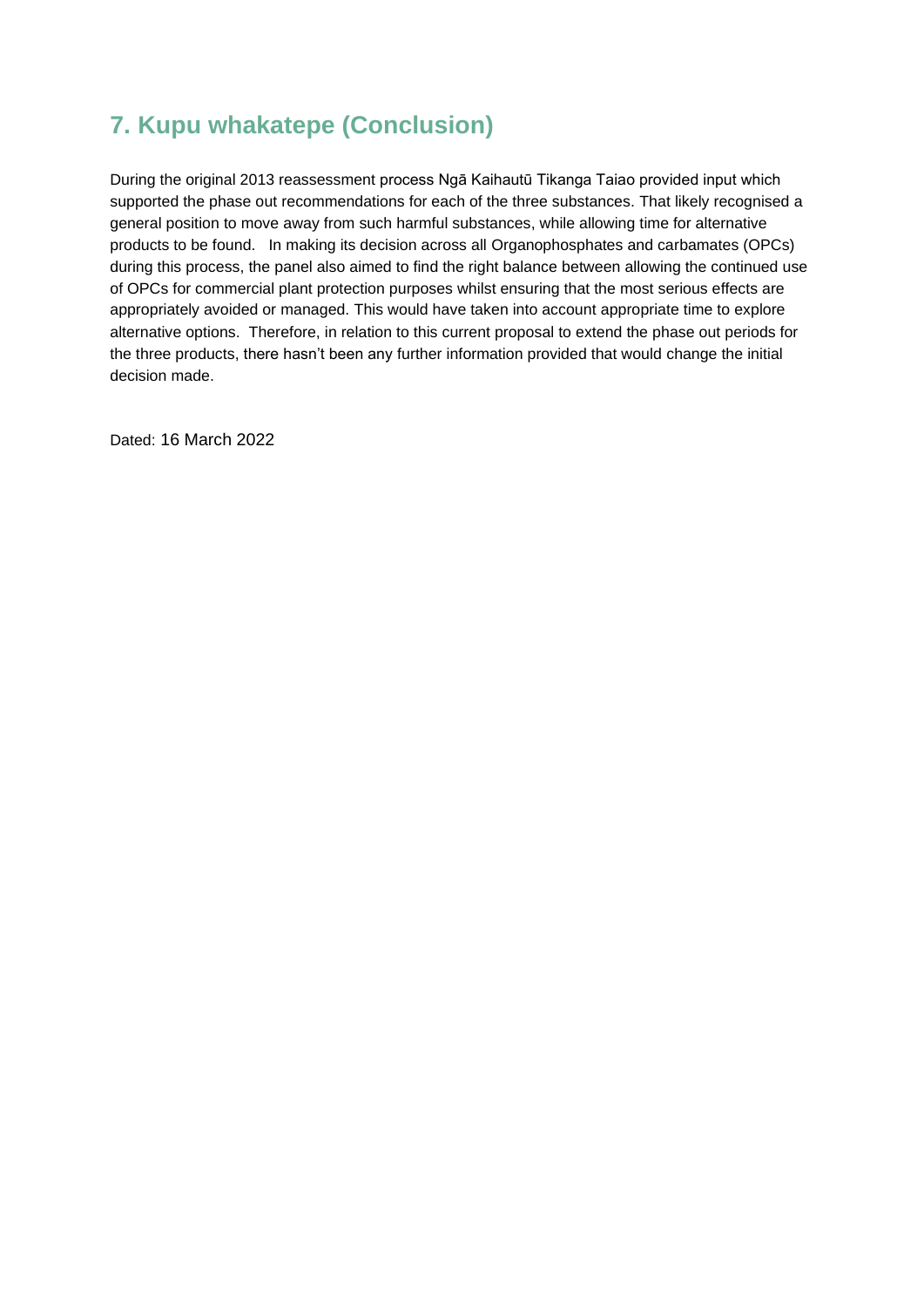## 7. Kupu whakatepe (Conclusion)

During the original 2013 reassessment process Ngā Kaihautū Tikanga Taiao provided input which supported the phase out recommendations for each of the three substances. That likely recognised a general position to move away from such harmful substances, while allowing time for alternative products to be found. In making its decision across all Organophosphates and carbamates (OPCs) during this process, the panel also aimed to find the right balance between allowing the continued use of OPCs for commercial plant protection purposes whilst ensuring that the most serious effects are appropriately avoided or managed. This would have taken into account appropriate time to explore alternative options. Therefore, in relation to this current proposal to extend the phase out periods for the three products, there hasn't been any further information provided that would change the initial decision made.

Dated: 16 March 2022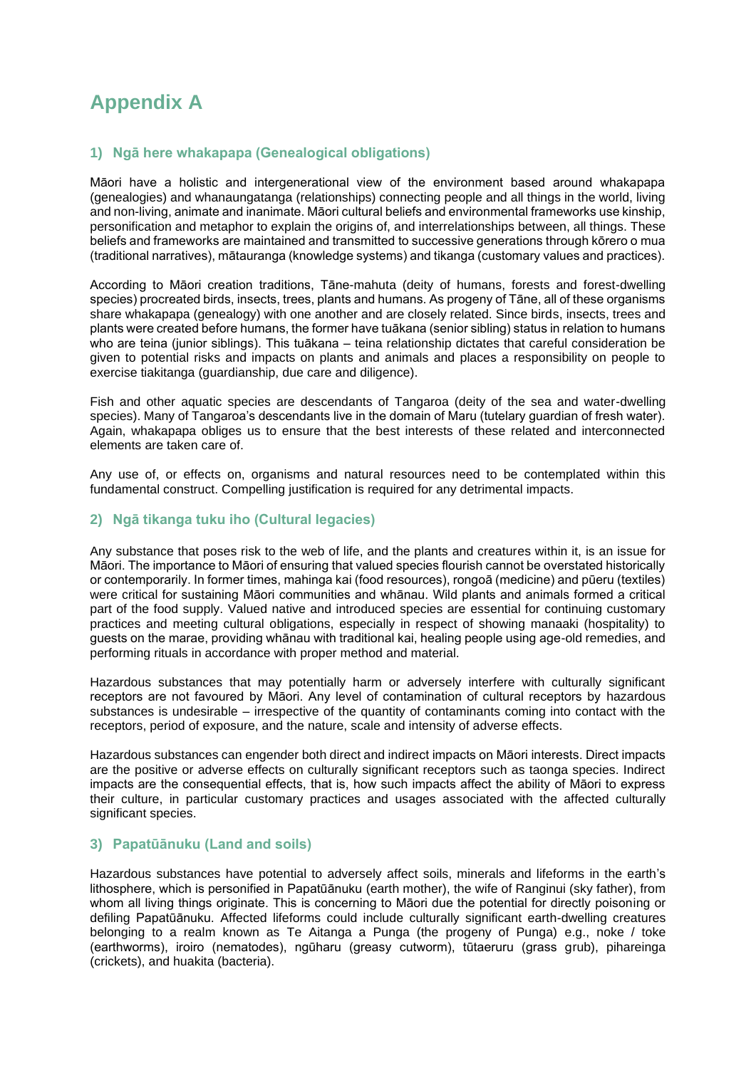# Appendix A

## 1) Ngā here whakapapa (Genealogical obligations)

Māori have a holistic and intergenerational view of the environment based around whakapapa (genealogies) and whanaungatanga (relationships) connecting people and all things in the world, living and non-living, animate and inanimate. Māori cultural beliefs and environmental frameworks use kinship, personification and metaphor to explain the origins of, and interrelationships between, all things. These beliefs and frameworks are maintained and transmitted to successive generations through kōrero o mua (traditional narratives), mātauranga (knowledge systems) and tikanga (customary values and practices).

According to Māori creation traditions, Tāne-mahuta (deity of humans, forests and forest-dwelling species) procreated birds, insects, trees, plants and humans. As progeny of Tāne, all of these organisms share whakapapa (genealogy) with one another and are closely related. Since birds, insects, trees and plants were created before humans, the former have tuākana (senior sibling) status in relation to humans who are teina (junior siblings). This tuākana – teina relationship dictates that careful consideration be given to potential risks and impacts on plants and animals and places a responsibility on people to exercise tiakitanga (guardianship, due care and diligence).

Fish and other aquatic species are descendants of Tangaroa (deity of the sea and water-dwelling species). Many of Tangaroa's descendants live in the domain of Maru (tutelary guardian of fresh water). Again, whakapapa obliges us to ensure that the best interests of these related and interconnected elements are taken care of.

Any use of, or effects on, organisms and natural resources need to be contemplated within this fundamental construct. Compelling justification is required for any detrimental impacts.

## 2) Ngā tikanga tuku iho (Cultural legacies)

Any substance that poses risk to the web of life, and the plants and creatures within it, is an issue for Māori. The importance to Māori of ensuring that valued species flourish cannot be overstated historically or contemporarily. In former times, mahinga kai (food resources), rongoā (medicine) and pūeru (textiles) were critical for sustaining Māori communities and whānau. Wild plants and animals formed a critical part of the food supply. Valued native and introduced species are essential for continuing customary practices and meeting cultural obligations, especially in respect of showing manaaki (hospitality) to guests on the marae, providing whānau with traditional kai, healing people using age-old remedies, and performing rituals in accordance with proper method and material.

Hazardous substances that may potentially harm or adversely interfere with culturally significant receptors are not favoured by Māori. Any level of contamination of cultural receptors by hazardous substances is undesirable – irrespective of the quantity of contaminants coming into contact with the receptors, period of exposure, and the nature, scale and intensity of adverse effects.

Hazardous substances can engender both direct and indirect impacts on Māori interests. Direct impacts are the positive or adverse effects on culturally significant receptors such as taonga species. Indirect impacts are the consequential effects, that is, how such impacts affect the ability of Māori to express their culture, in particular customary practices and usages associated with the affected culturally significant species.

## 3) Papatūānuku (Land and soils)

Hazardous substances have potential to adversely affect soils, minerals and lifeforms in the earth's lithosphere, which is personified in Papatūānuku (earth mother), the wife of Ranginui (sky father), from whom all living things originate. This is concerning to Māori due the potential for directly poisoning or defiling Papatūānuku. Affected lifeforms could include culturally significant earth-dwelling creatures belonging to a realm known as Te Aitanga a Punga (the progeny of Punga) e.g., noke / toke (earthworms), iroiro (nematodes), ngūharu (greasy cutworm), tūtaeruru (grass grub), pihareinga (crickets), and huakita (bacteria).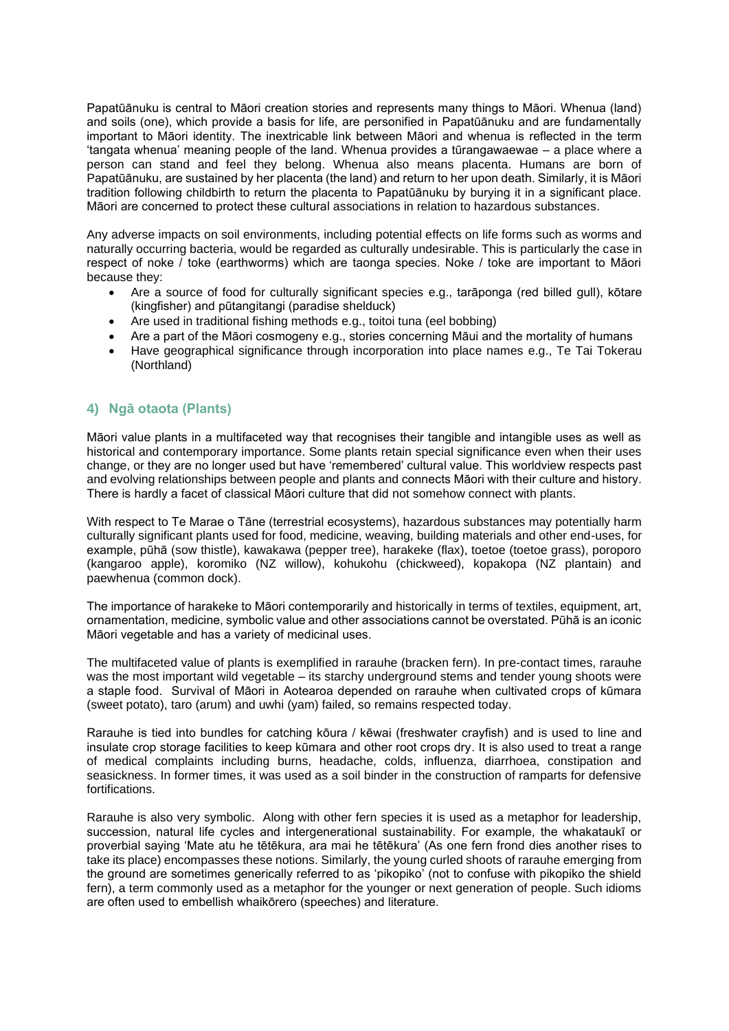Papatūānuku is central to Māori creation stories and represents many things to Māori. Whenua (land) and soils (one), which provide a basis for life, are personified in Papatūānuku and are fundamentally important to Māori identity. The inextricable link between Māori and whenua is reflected in the term 'tangata whenua' meaning people of the land. Whenua provides a tūrangawaewae – a place where a person can stand and feel they belong. Whenua also means placenta. Humans are born of Papatūānuku, are sustained by her placenta (the land) and return to her upon death. Similarly, it is Māori tradition following childbirth to return the placenta to Papatūānuku by burying it in a significant place. Māori are concerned to protect these cultural associations in relation to hazardous substances.

Any adverse impacts on soil environments, including potential effects on life forms such as worms and naturally occurring bacteria, would be regarded as culturally undesirable. This is particularly the case in respect of noke / toke (earthworms) which are taonga species. Noke / toke are important to Māori because they:

- Are a source of food for culturally significant species e.g., tarāponga (red billed gull), kōtare (kingfisher) and pūtangitangi (paradise shelduck)
- Are used in traditional fishing methods e.g., toitoi tuna (eel bobbing)
- Are a part of the Māori cosmogeny e.g., stories concerning Māui and the mortality of humans
- Have geographical significance through incorporation into place names e.g., Te Tai Tokerau (Northland)

## 4) Ngā otaota (Plants)

Māori value plants in a multifaceted way that recognises their tangible and intangible uses as well as historical and contemporary importance. Some plants retain special significance even when their uses change, or they are no longer used but have 'remembered' cultural value. This worldview respects past and evolving relationships between people and plants and connects Māori with their culture and history. There is hardly a facet of classical Māori culture that did not somehow connect with plants.

With respect to Te Marae o Tāne (terrestrial ecosystems), hazardous substances may potentially harm culturally significant plants used for food, medicine, weaving, building materials and other end-uses, for example, pūhā (sow thistle), kawakawa (pepper tree), harakeke (flax), toetoe (toetoe grass), poroporo (kangaroo apple), koromiko (NZ willow), kohukohu (chickweed), kopakopa (NZ plantain) and paewhenua (common dock).

The importance of harakeke to Māori contemporarily and historically in terms of textiles, equipment, art, ornamentation, medicine, symbolic value and other associations cannot be overstated. Pūhā is an iconic Māori vegetable and has a variety of medicinal uses.

The multifaceted value of plants is exemplified in rarauhe (bracken fern). In pre-contact times, rarauhe was the most important wild vegetable – its starchy underground stems and tender young shoots were a staple food. Survival of Māori in Aotearoa depended on rarauhe when cultivated crops of kūmara (sweet potato), taro (arum) and uwhi (yam) failed, so remains respected today.

Rarauhe is tied into bundles for catching kōura / kēwai (freshwater crayfish) and is used to line and insulate crop storage facilities to keep kūmara and other root crops dry. It is also used to treat a range of medical complaints including burns, headache, colds, influenza, diarrhoea, constipation and seasickness. In former times, it was used as a soil binder in the construction of ramparts for defensive fortifications.

Rarauhe is also very symbolic. Along with other fern species it is used as a metaphor for leadership, succession, natural life cycles and intergenerational sustainability. For example, the whakataukī or proverbial saying 'Mate atu he tētēkura, ara mai he tētēkura' (As one fern frond dies another rises to take its place) encompasses these notions. Similarly, the young curled shoots of rarauhe emerging from the ground are sometimes generically referred to as 'pikopiko' (not to confuse with pikopiko the shield fern), a term commonly used as a metaphor for the younger or next generation of people. Such idioms are often used to embellish whaikōrero (speeches) and literature.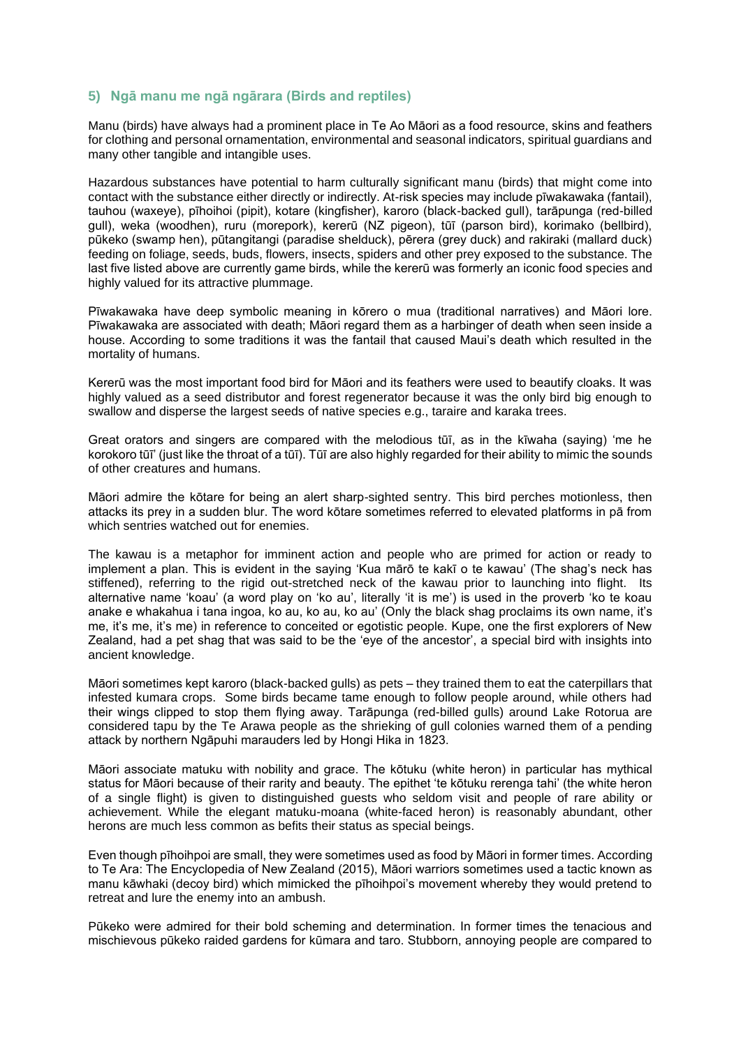## 5) Ngā manu me ngā ngārara (Birds and reptiles)

Manu (birds) have always had a prominent place in Te Ao Māori as a food resource, skins and feathers for clothing and personal ornamentation, environmental and seasonal indicators, spiritual guardians and many other tangible and intangible uses.

Hazardous substances have potential to harm culturally significant manu (birds) that might come into contact with the substance either directly or indirectly. At-risk species may include pīwakawaka (fantail), tauhou (waxeye), pīhoihoi (pipit), kotare (kingfisher), karoro (black-backed gull), tarāpunga (red-billed gull), weka (woodhen), ruru (morepork), kererū (NZ pigeon), tūī (parson bird), korimako (bellbird), pūkeko (swamp hen), pūtangitangi (paradise shelduck), pērera (grey duck) and rakiraki (mallard duck) feeding on foliage, seeds, buds, flowers, insects, spiders and other prey exposed to the substance. The last five listed above are currently game birds, while the kererū was formerly an iconic food species and highly valued for its attractive plummage.

Pīwakawaka have deep symbolic meaning in kōrero o mua (traditional narratives) and Māori lore. Pīwakawaka are associated with death; Māori regard them as a harbinger of death when seen inside a house. According to some traditions it was the fantail that caused Maui's death which resulted in the mortality of humans.

Kererū was the most important food bird for Māori and its feathers were used to beautify cloaks. It was highly valued as a seed distributor and forest regenerator because it was the only bird big enough to swallow and disperse the largest seeds of native species e.g., taraire and karaka trees.

Great orators and singers are compared with the melodious tūī, as in the kīwaha (saying) 'me he korokoro tūī' (just like the throat of a tūī). Tūī are also highly regarded for their ability to mimic the sounds of other creatures and humans.

Māori admire the kōtare for being an alert sharp-sighted sentry. This bird perches motionless, then attacks its prey in a sudden blur. The word kōtare sometimes referred to elevated platforms in pā from which sentries watched out for enemies.

The kawau is a metaphor for imminent action and people who are primed for action or ready to implement a plan. This is evident in the saying 'Kua mārō te kakī o te kawau' (The shag's neck has stiffened), referring to the rigid out-stretched neck of the kawau prior to launching into flight. Its alternative name 'koau' (a word play on 'ko au', literally 'it is me') is used in the proverb 'ko te koau anake e whakahua i tana ingoa, ko au, ko au, ko au' (Only the black shag proclaims its own name, it's me, it's me, it's me) in reference to conceited or egotistic people. Kupe, one the first explorers of New Zealand, had a pet shag that was said to be the 'eye of the ancestor', a special bird with insights into ancient knowledge.

Māori sometimes kept karoro (black-backed gulls) as pets – they trained them to eat the caterpillars that infested kumara crops. Some birds became tame enough to follow people around, while others had their wings clipped to stop them flying away. Tarāpunga (red-billed gulls) around Lake Rotorua are considered tapu by the Te Arawa people as the shrieking of gull colonies warned them of a pending attack by northern Ngāpuhi marauders led by Hongi Hika in 1823.

Māori associate matuku with nobility and grace. The kōtuku (white heron) in particular has mythical status for Māori because of their rarity and beauty. The epithet 'te kōtuku rerenga tahi' (the white heron of a single flight) is given to distinguished guests who seldom visit and people of rare ability or achievement. While the elegant matuku-moana (white-faced heron) is reasonably abundant, other herons are much less common as befits their status as special beings.

Even though pīhoihpoi are small, they were sometimes used as food by Māori in former times. According to Te Ara: The Encyclopedia of New Zealand (2015), Māori warriors sometimes used a tactic known as manu kāwhaki (decoy bird) which mimicked the pīhoihpoi's movement whereby they would pretend to retreat and lure the enemy into an ambush.

Pūkeko were admired for their bold scheming and determination. In former times the tenacious and mischievous pūkeko raided gardens for kūmara and taro. Stubborn, annoying people are compared to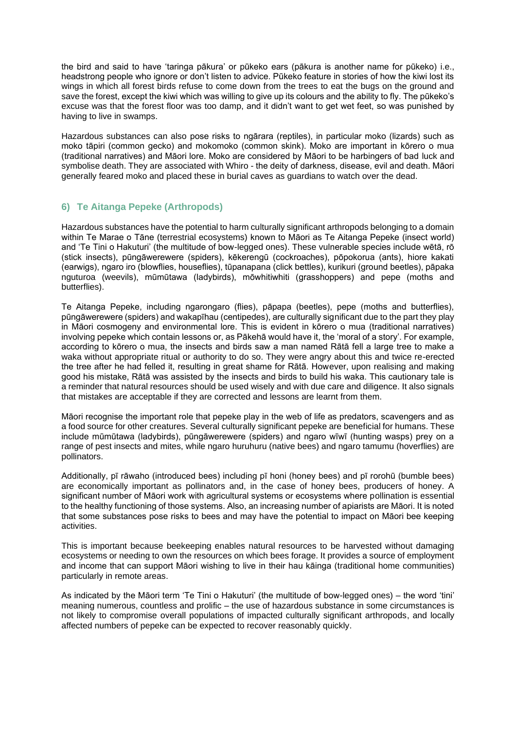the bird and said to have 'taringa pākura' or pūkeko ears (pākura is another name for pūkeko) i.e., headstrong people who ignore or don't listen to advice. Pūkeko feature in stories of how the kiwi lost its wings in which all forest birds refuse to come down from the trees to eat the bugs on the ground and save the forest, except the kiwi which was willing to give up its colours and the ability to fly. The pūkeko's excuse was that the forest floor was too damp, and it didn't want to get wet feet, so was punished by having to live in swamps.

Hazardous substances can also pose risks to ngārara (reptiles), in particular moko (lizards) such as moko tāpiri (common gecko) and mokomoko (common skink). Moko are important in kōrero o mua (traditional narratives) and Māori lore. Moko are considered by Māori to be harbingers of bad luck and symbolise death. They are associated with Whiro - the deity of darkness, disease, evil and death. Māori generally feared moko and placed these in burial caves as guardians to watch over the dead.

## 6) Te Aitanga Pepeke (Arthropods)

Hazardous substances have the potential to harm culturally significant arthropods belonging to a domain within Te Marae o Tāne (terrestrial ecosystems) known to Māori as Te Aitanga Pepeke (insect world) and 'Te Tini o Hakuturi' (the multitude of bow-legged ones). These vulnerable species include wētā, rō (stick insects), pūngāwerewere (spiders), kēkerengū (cockroaches), pōpokorua (ants), hiore kakati (earwigs), ngaro iro (blowflies, houseflies), tūpanapana (click bettles), kurikuri (ground beetles), pāpaka nguturoa (weevils), mūmūtawa (ladybirds), mōwhitiwhiti (grasshoppers) and pepe (moths and butterflies).

Te Aitanga Pepeke, including ngarongaro (flies), pāpapa (beetles), pepe (moths and butterflies), pūngāwerewere (spiders) and wakapīhau (centipedes), are culturally significant due to the part they play in Māori cosmogeny and environmental lore. This is evident in kōrero o mua (traditional narratives) involving pepeke which contain lessons or, as Pākehā would have it, the 'moral of a story'. For example, according to kōrero o mua, the insects and birds saw a man named Rātā fell a large tree to make a waka without appropriate ritual or authority to do so. They were angry about this and twice re-erected the tree after he had felled it, resulting in great shame for Rātā. However, upon realising and making good his mistake, Rātā was assisted by the insects and birds to build his waka. This cautionary tale is a reminder that natural resources should be used wisely and with due care and diligence. It also signals that mistakes are acceptable if they are corrected and lessons are learnt from them.

Māori recognise the important role that pepeke play in the web of life as predators, scavengers and as a food source for other creatures. Several culturally significant pepeke are beneficial for humans. These include mūmūtawa (ladybirds), pūngāwerewere (spiders) and ngaro wīwī (hunting wasps) prey on a range of pest insects and mites, while ngaro huruhuru (native bees) and ngaro tamumu (hoverflies) are pollinators.

Additionally, pī rāwaho (introduced bees) including pī honi (honey bees) and pī rorohū (bumble bees) are economically important as pollinators and, in the case of honey bees, producers of honey. A significant number of Māori work with agricultural systems or ecosystems where pollination is essential to the healthy functioning of those systems. Also, an increasing number of apiarists are Māori. It is noted that some substances pose risks to bees and may have the potential to impact on Māori bee keeping activities.

This is important because beekeeping enables natural resources to be harvested without damaging ecosystems or needing to own the resources on which bees forage. It provides a source of employment and income that can support Māori wishing to live in their hau kāinga (traditional home communities) particularly in remote areas.

As indicated by the Māori term 'Te Tini o Hakuturi' (the multitude of bow-legged ones) – the word 'tini' meaning numerous, countless and prolific – the use of hazardous substance in some circumstances is not likely to compromise overall populations of impacted culturally significant arthropods, and locally affected numbers of pepeke can be expected to recover reasonably quickly.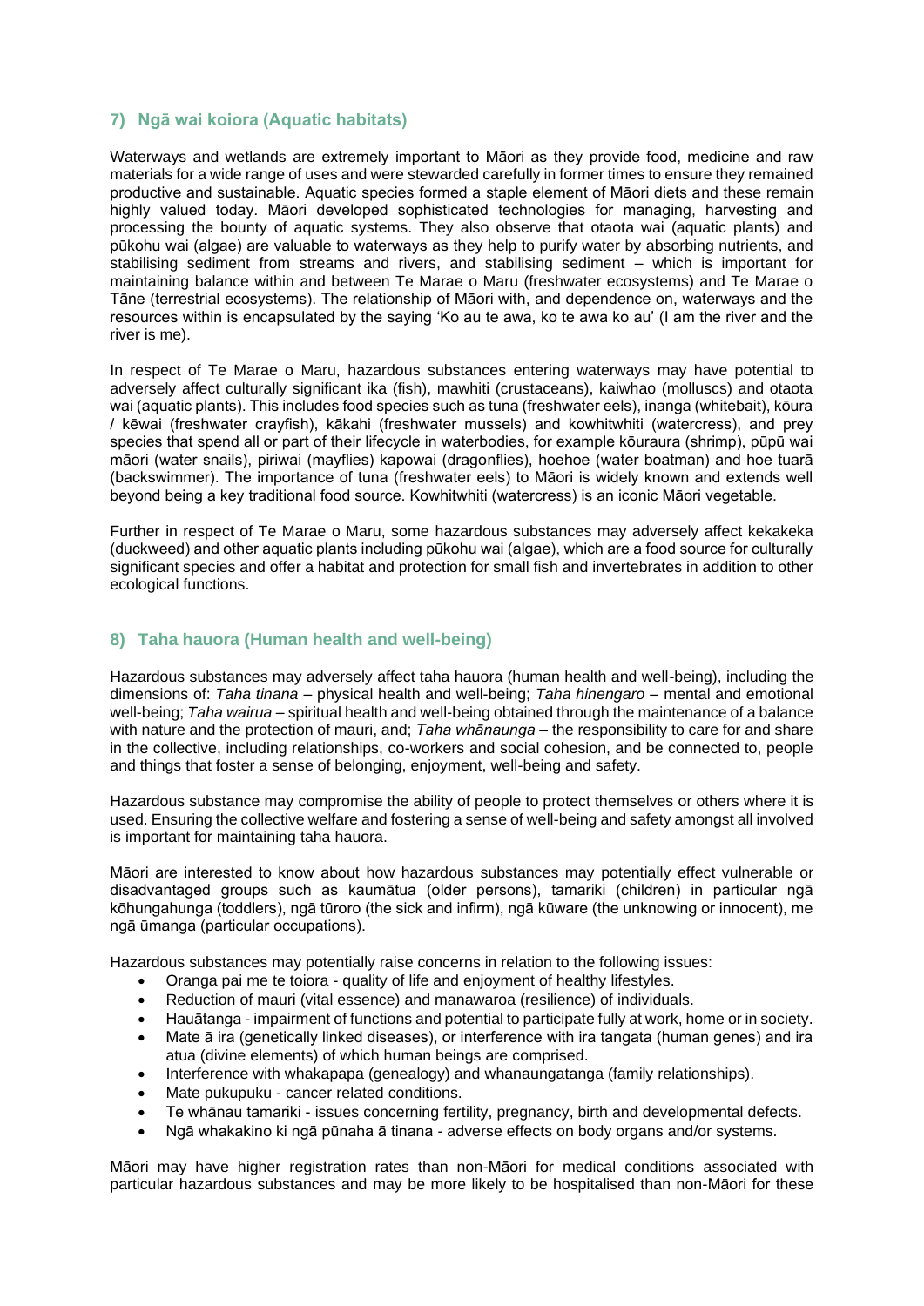## 7) Ngā wai koiora (Aquatic habitats)

Waterways and wetlands are extremely important to Māori as they provide food, medicine and raw materials for a wide range of uses and were stewarded carefully in former times to ensure they remained productive and sustainable. Aquatic species formed a staple element of Māori diets and these remain highly valued today. Māori developed sophisticated technologies for managing, harvesting and processing the bounty of aquatic systems. They also observe that otaota wai (aquatic plants) and pūkohu wai (algae) are valuable to waterways as they help to purify water by absorbing nutrients, and stabilising sediment from streams and rivers, and stabilising sediment – which is important for maintaining balance within and between Te Marae o Maru (freshwater ecosystems) and Te Marae o Tāne (terrestrial ecosystems). The relationship of Māori with, and dependence on, waterways and the resources within is encapsulated by the saying 'Ko au te awa, ko te awa ko au' (I am the river and the river is me).

In respect of Te Marae o Maru, hazardous substances entering waterways may have potential to adversely affect culturally significant ika (fish), mawhiti (crustaceans), kaiwhao (molluscs) and otaota wai (aquatic plants). This includes food species such as tuna (freshwater eels), inanga (whitebait), kōura / kēwai (freshwater crayfish), kākahi (freshwater mussels) and kowhitwhiti (watercress), and prey species that spend all or part of their lifecycle in waterbodies, for example kōuraura (shrimp), pūpū wai māori (water snails), piriwai (mayflies) kapowai (dragonflies), hoehoe (water boatman) and hoe tuarā (backswimmer). The importance of tuna (freshwater eels) to Māori is widely known and extends well beyond being a key traditional food source. Kowhitwhiti (watercress) is an iconic Māori vegetable.

Further in respect of Te Marae o Maru, some hazardous substances may adversely affect kekakeka (duckweed) and other aquatic plants including pūkohu wai (algae), which are a food source for culturally significant species and offer a habitat and protection for small fish and invertebrates in addition to other ecological functions.

## 8) Taha hauora (Human health and well-being)

Hazardous substances may adversely affect taha hauora (human health and well-being), including the dimensions of: *Taha tinana* – physical health and well-being; *Taha hinengaro* – mental and emotional well-being; *Taha wairua* – spiritual health and well-being obtained through the maintenance of a balance with nature and the protection of mauri, and; *Taha whānaunga* – the responsibility to care for and share in the collective, including relationships, co-workers and social cohesion, and be connected to, people and things that foster a sense of belonging, enjoyment, well-being and safety.

Hazardous substance may compromise the ability of people to protect themselves or others where it is used. Ensuring the collective welfare and fostering a sense of well-being and safety amongst all involved is important for maintaining taha hauora.

Māori are interested to know about how hazardous substances may potentially effect vulnerable or disadvantaged groups such as kaumātua (older persons), tamariki (children) in particular ngā kōhungahunga (toddlers), ngā tūroro (the sick and infirm), ngā kūware (the unknowing or innocent), me ngā ūmanga (particular occupations).

Hazardous substances may potentially raise concerns in relation to the following issues:

- Oranga pai me te toiora - quality of life and enjoyment of healthy lifestyles.
- Reduction of mauri (vital essence) and manawaroa (resilience) of individuals.
- Hauātanga - impairment of functions and potential to participate fully at work, home or in society.
- Mate ā ira (genetically linked diseases), or interference with ira tangata (human genes) and ira atua (divine elements) of which human beings are comprised.
- Interference with whakapapa (genealogy) and whanaungatanga (family relationships).
- Mate pukupuku - cancer related conditions.
- Te whānau tamariki - issues concerning fertility, pregnancy, birth and developmental defects.
- Ngā whakakino ki ngā pūnaha ā tinana - adverse effects on body organs and/or systems.

Māori may have higher registration rates than non-Māori for medical conditions associated with particular hazardous substances and may be more likely to be hospitalised than non-Māori for these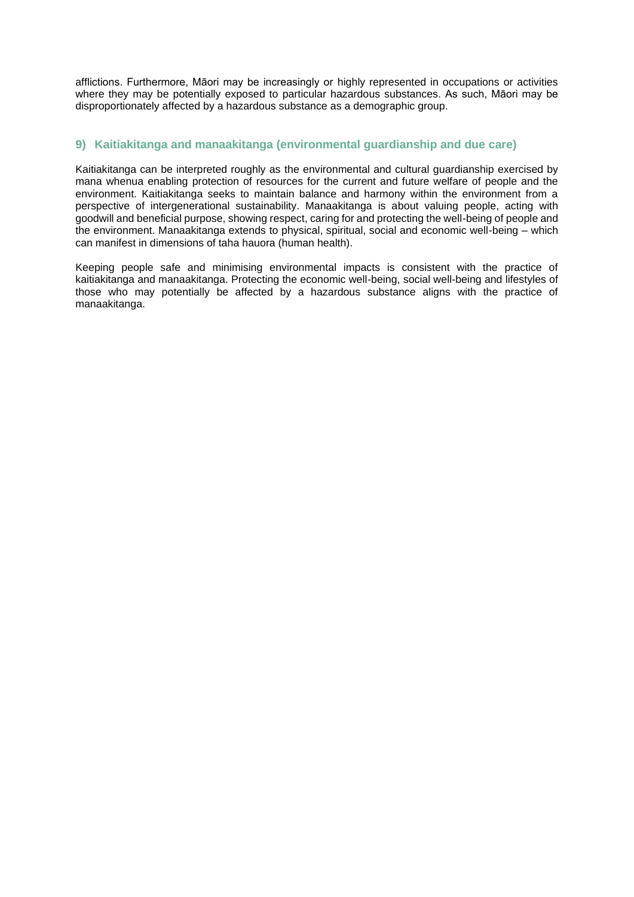afflictions. Furthermore, Māori may be increasingly or highly represented in occupations or activities where they may be potentially exposed to particular hazardous substances. As such, Māori may be disproportionately affected by a hazardous substance as a demographic group.

### 9) Kaitiakitanga and manaakitanga (environmental guardianship and due care)

Kaitiakitanga can be interpreted roughly as the environmental and cultural guardianship exercised by mana whenua enabling protection of resources for the current and future welfare of people and the environment. Kaitiakitanga seeks to maintain balance and harmony within the environment from a perspective of intergenerational sustainability. Manaakitanga is about valuing people, acting with goodwill and beneficial purpose, showing respect, caring for and protecting the well-being of people and the environment. Manaakitanga extends to physical, spiritual, social and economic well-being – which can manifest in dimensions of taha hauora (human health).

Keeping people safe and minimising environmental impacts is consistent with the practice of kaitiakitanga and manaakitanga. Protecting the economic well-being, social well-being and lifestyles of those who may potentially be affected by a hazardous substance aligns with the practice of manaakitanga.